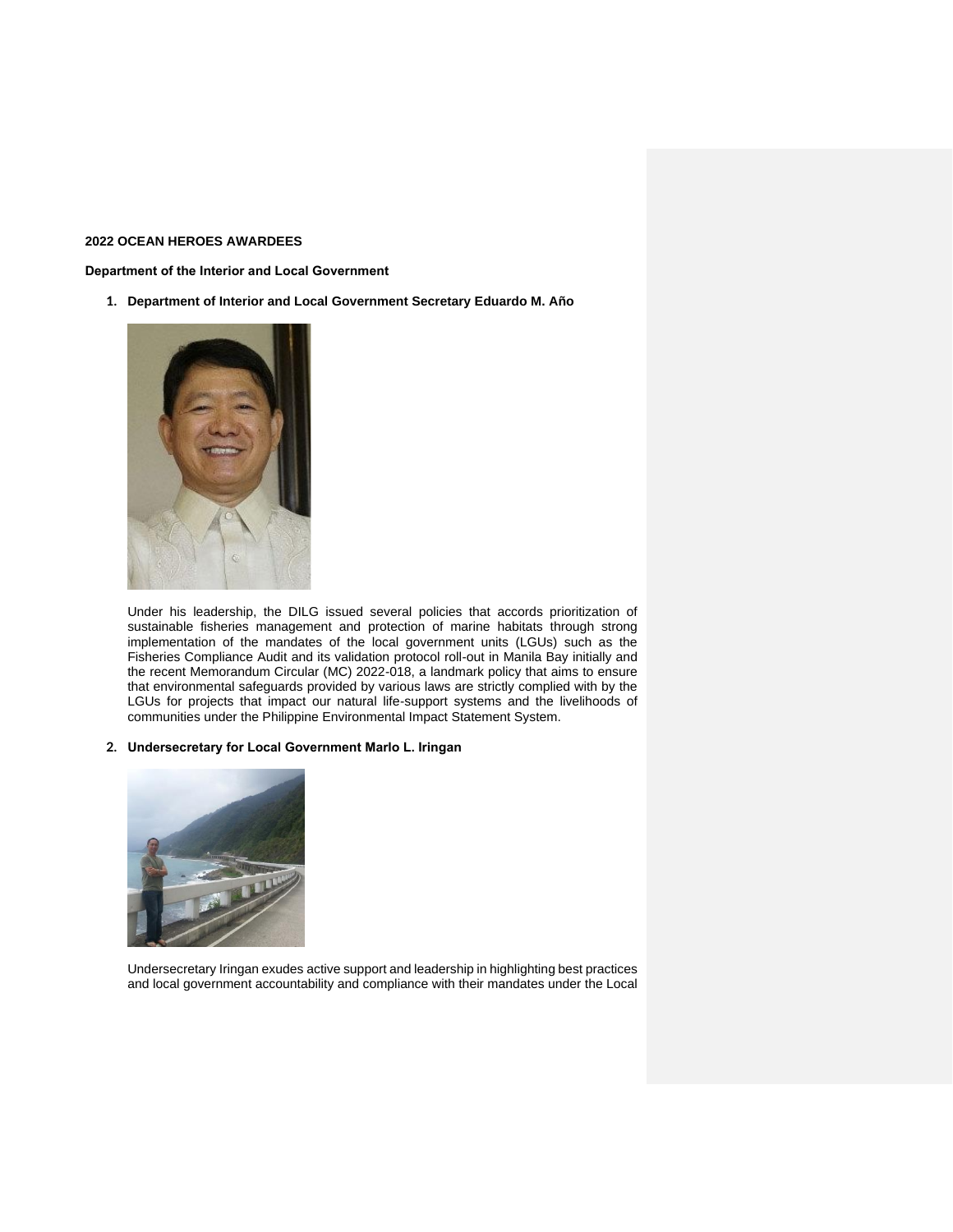**2022 OCEAN HEROES AWARDEES**

**Department of the Interior and Local Government**

1. **Department of Interior and Local Government Secretary Eduardo M. Año**

   Under his leadership, the DILG issued several policies that accords prioritization of sustainable fisheries management and protection of marine habitats through strong implementation of the mandates of the local government units (LGUs) such as the Fisheries Compliance Audit and its validation protocol roll-out in Manila Bay initially and the recent Memorandum Circular (MC) 2022-018, a landmark policy that aims to ensure that environmental safeguards provided by various laws are strictly complied with by the LGUs for projects that impact our natural life-support systems and the livelihoods of communities under the Philippine Environmental Impact Statement System.

2. **Undersecretary for Local Government Marlo L. Iringan**

   Undersecretary Iringan exudes active support and leadership in highlighting best practices and local government accountability and compliance with their mandates under the Local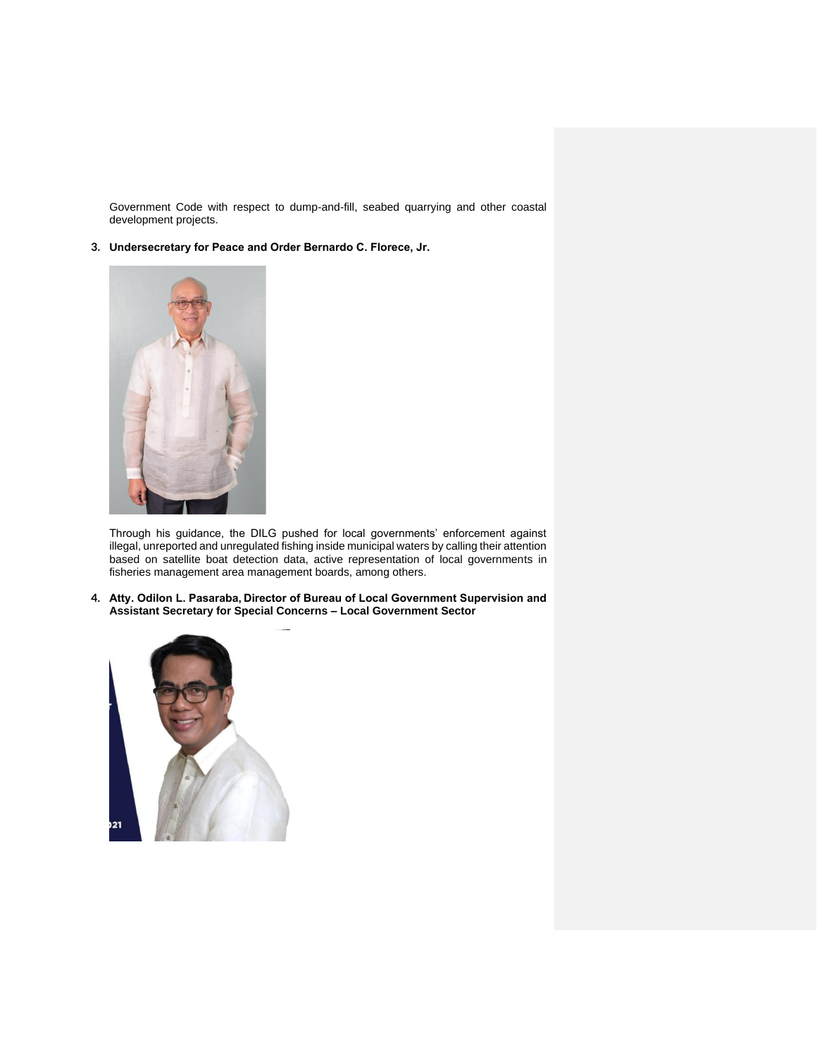Government Code with respect to dump-and-fill, seabed quarrying and other coastal development projects.

3. **Undersecretary for Peace and Order Bernardo C. Florece, Jr.**

Through his guidance, the DILG pushed for local governments' enforcement against illegal, unreported and unregulated fishing inside municipal waters by calling their attention based on satellite boat detection data, active representation of local governments in fisheries management area management boards, among others.

4. **Atty. Odilon L. Pasaraba, Director of Bureau of Local Government Supervision and Assistant Secretary for Special Concerns – Local Government Sector**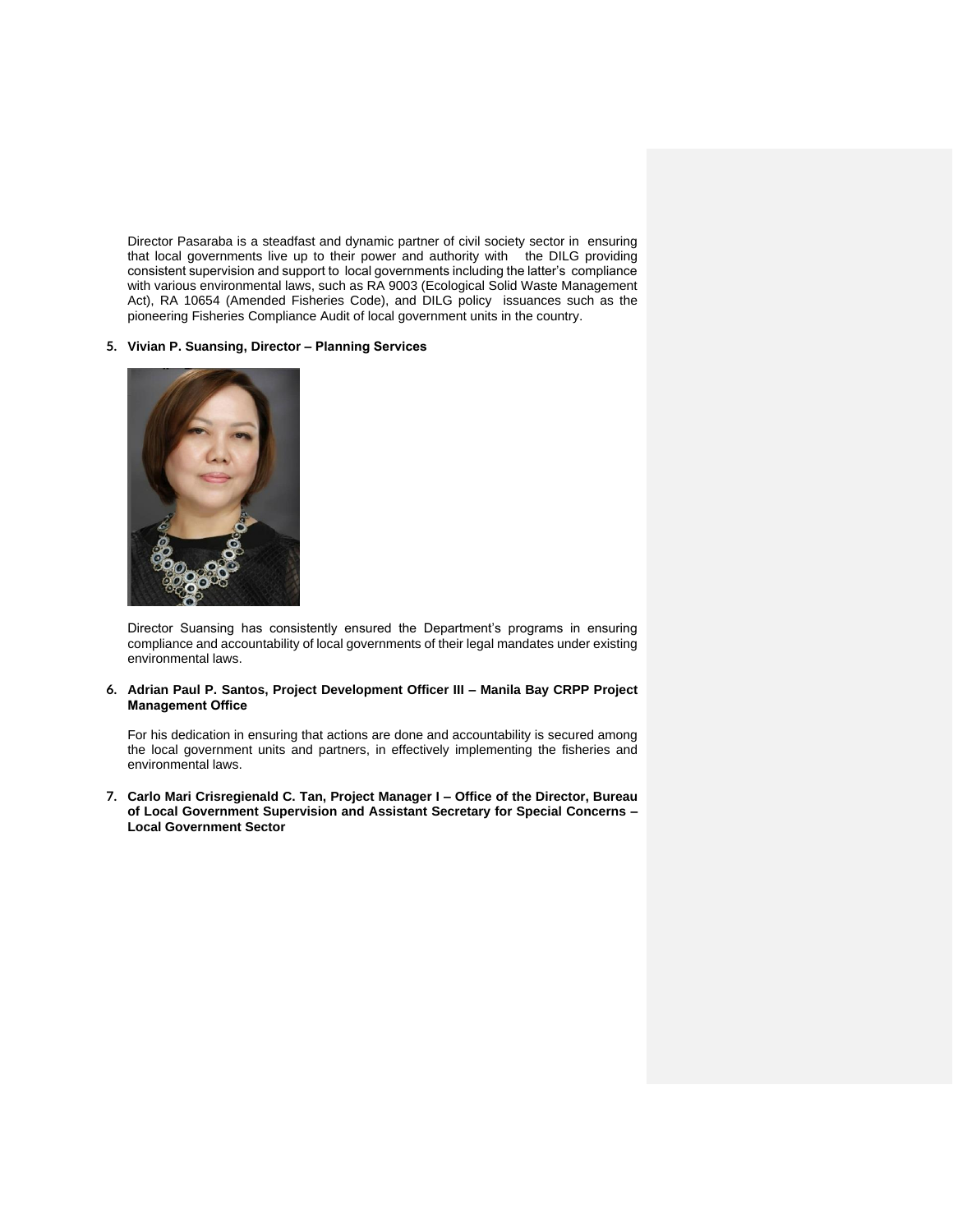Director Pasaraba is a steadfast and dynamic partner of civil society sector in ensuring that local governments live up to their power and authority with the DILG providing consistent supervision and support to local governments including the latter's compliance with various environmental laws, such as RA 9003 (Ecological Solid Waste Management Act), RA 10654 (Amended Fisheries Code), and DILG policy issuances such as the pioneering Fisheries Compliance Audit of local government units in the country.

5. **Vivian P. Suansing, Director – Planning Services**

   Director Suansing has consistently ensured the Department's programs in ensuring compliance and accountability of local governments of their legal mandates under existing environmental laws.

6. **Adrian Paul P. Santos, Project Development Officer III – Manila Bay CRPP Project Management Office**

   For his dedication in ensuring that actions are done and accountability is secured among the local government units and partners, in effectively implementing the fisheries and environmental laws.

7. **Carlo Mari Crisregienald C. Tan, Project Manager I – Office of the Director, Bureau of Local Government Supervision and Assistant Secretary for Special Concerns – Local Government Sector**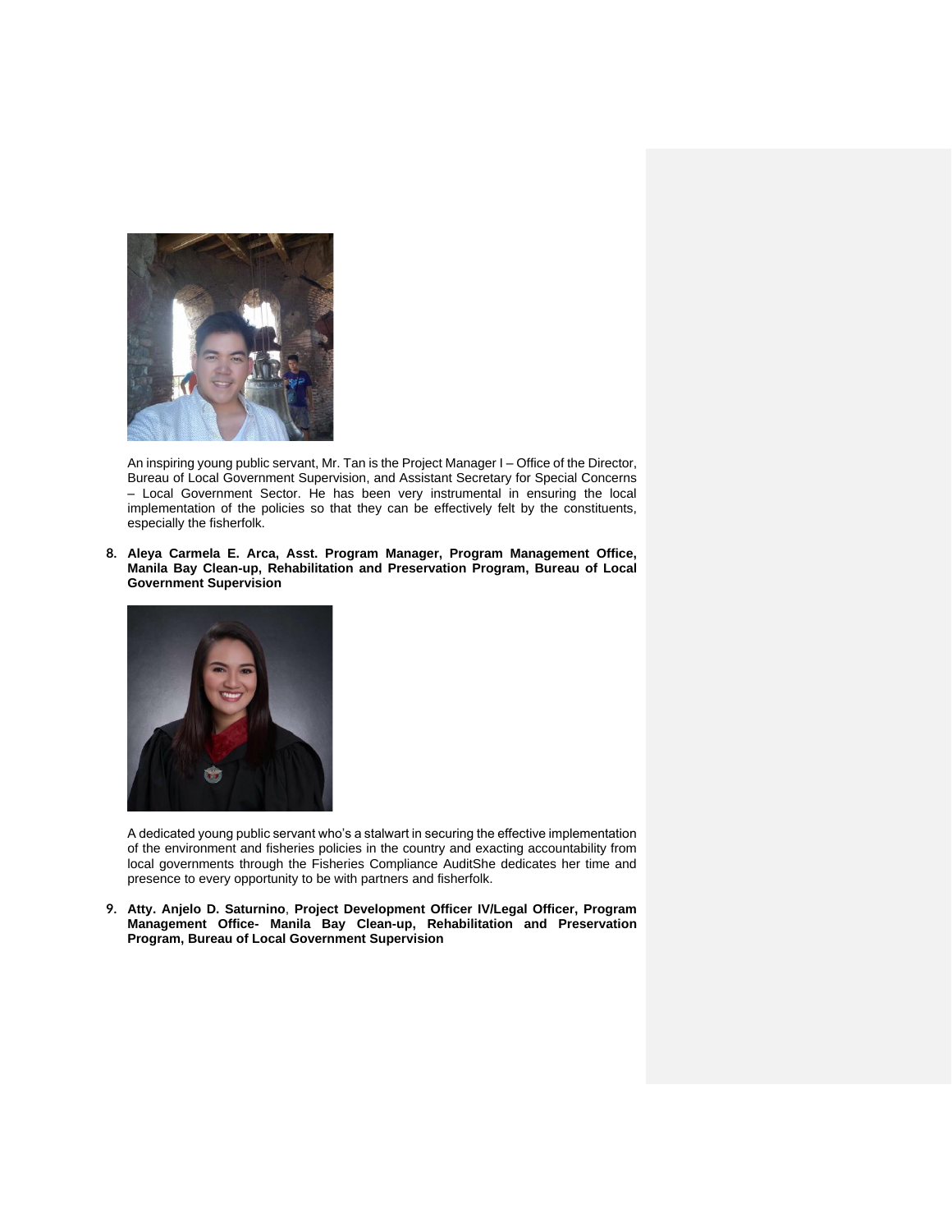An inspiring young public servant, Mr. Tan is the Project Manager I – Office of the Director, Bureau of Local Government Supervision, and Assistant Secretary for Special Concerns – Local Government Sector. He has been very instrumental in ensuring the local implementation of the policies so that they can be effectively felt by the constituents, especially the fisherfolk.

8. **Aleya Carmela E. Arca, Asst. Program Manager, Program Management Office, Manila Bay Clean-up, Rehabilitation and Preservation Program, Bureau of Local Government Supervision**

   A dedicated young public servant who's a stalwart in securing the effective implementation of the environment and fisheries policies in the country and exacting accountability from local governments through the Fisheries Compliance AuditShe dedicates her time and presence to every opportunity to be with partners and fisherfolk.

9. **Atty. Anjelo D. Saturnino**, **Project Development Officer IV/Legal Officer, Program Management Office- Manila Bay Clean-up, Rehabilitation and Preservation Program, Bureau of Local Government Supervision**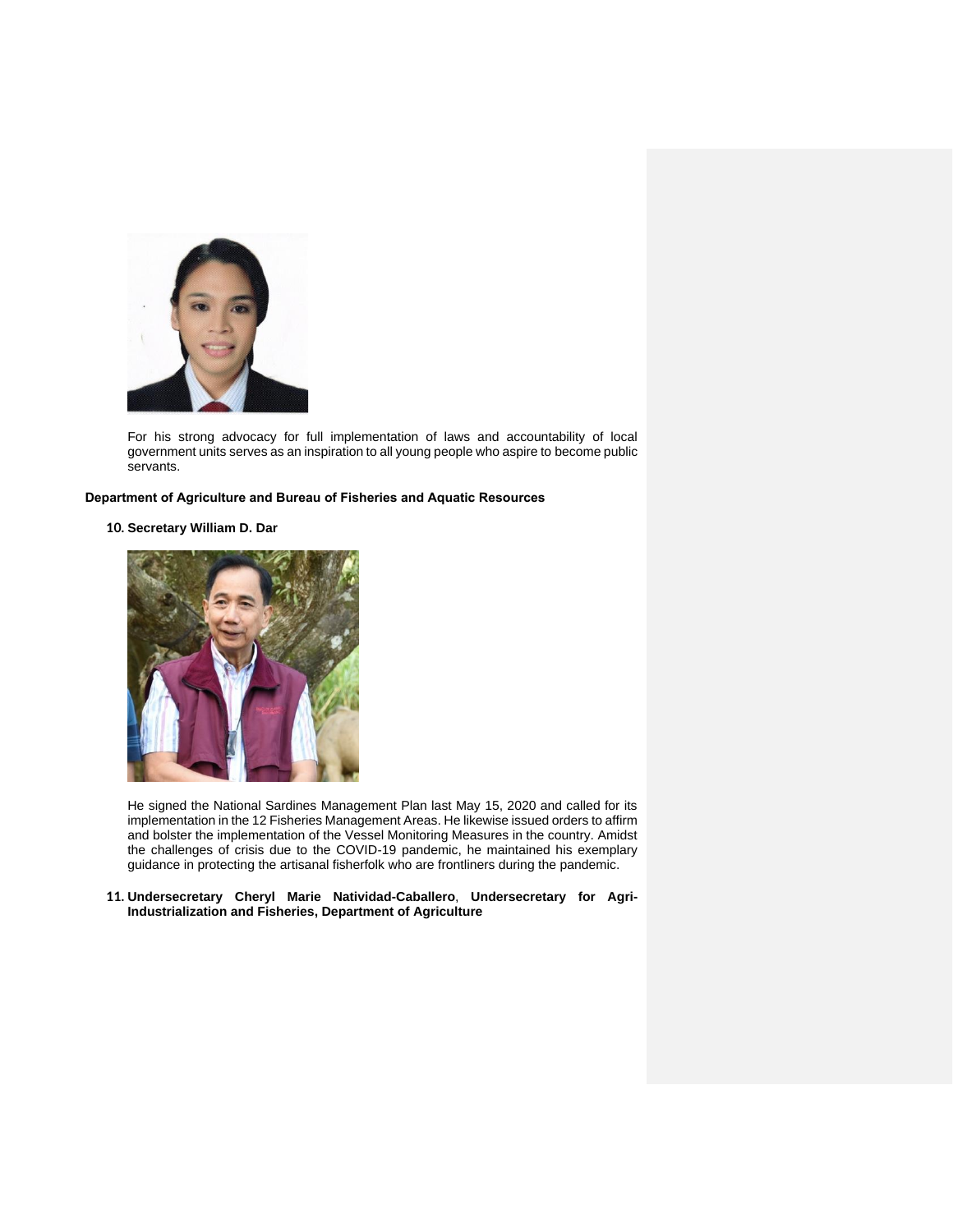For his strong advocacy for full implementation of laws and accountability of local government units serves as an inspiration to all young people who aspire to become public servants.

**Department of Agriculture and Bureau of Fisheries and Aquatic Resources**

**10. Secretary William D. Dar**

He signed the National Sardines Management Plan last May 15, 2020 and called for its implementation in the 12 Fisheries Management Areas. He likewise issued orders to affirm and bolster the implementation of the Vessel Monitoring Measures in the country. Amidst the challenges of crisis due to the COVID-19 pandemic, he maintained his exemplary guidance in protecting the artisanal fisherfolk who are frontliners during the pandemic.

**11. Undersecretary Cheryl Marie Natividad-Caballero**, **Undersecretary for Agri-Industrialization and Fisheries, Department of Agriculture**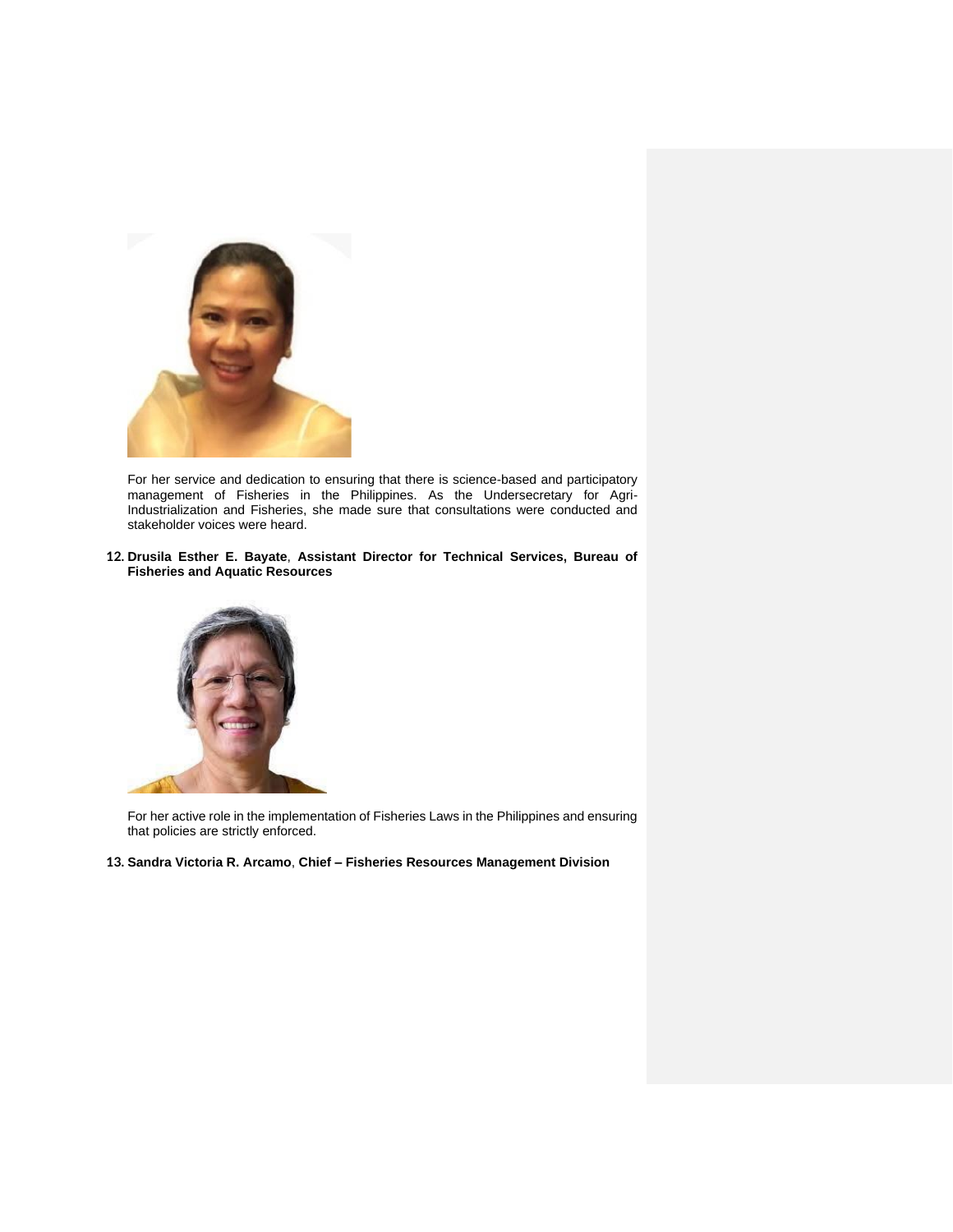For her service and dedication to ensuring that there is science-based and participatory management of Fisheries in the Philippines. As the Undersecretary for Agri-Industrialization and Fisheries, she made sure that consultations were conducted and stakeholder voices were heard.

12. **Drusila Esther E. Bayate**, **Assistant Director for Technical Services, Bureau of Fisheries and Aquatic Resources**

For her active role in the implementation of Fisheries Laws in the Philippines and ensuring that policies are strictly enforced.

13. **Sandra Victoria R. Arcamo**, **Chief – Fisheries Resources Management Division**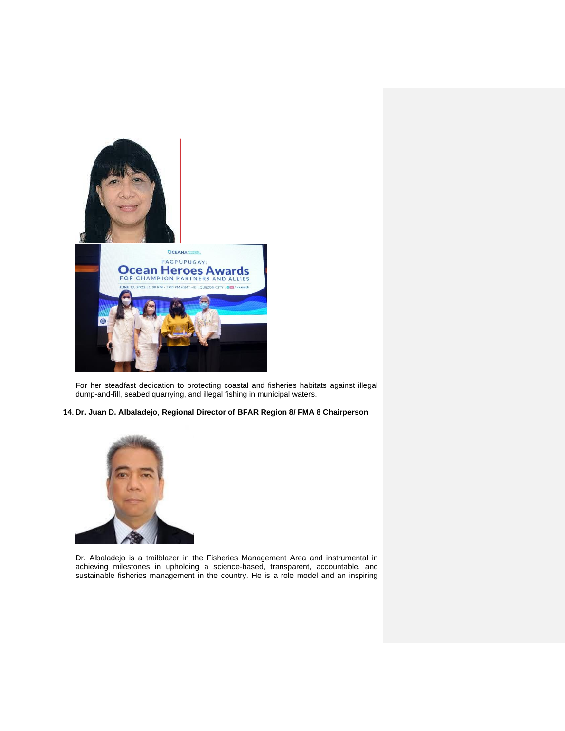For her steadfast dedication to protecting coastal and fisheries habitats against illegal dump-and-fill, seabed quarrying, and illegal fishing in municipal waters.

14. **Dr. Juan D. Albaladejo**, **Regional Director of BFAR Region 8/ FMA 8 Chairperson**

Dr. Albaladejo is a trailblazer in the Fisheries Management Area and instrumental in achieving milestones in upholding a science-based, transparent, accountable, and sustainable fisheries management in the country. He is a role model and an inspiring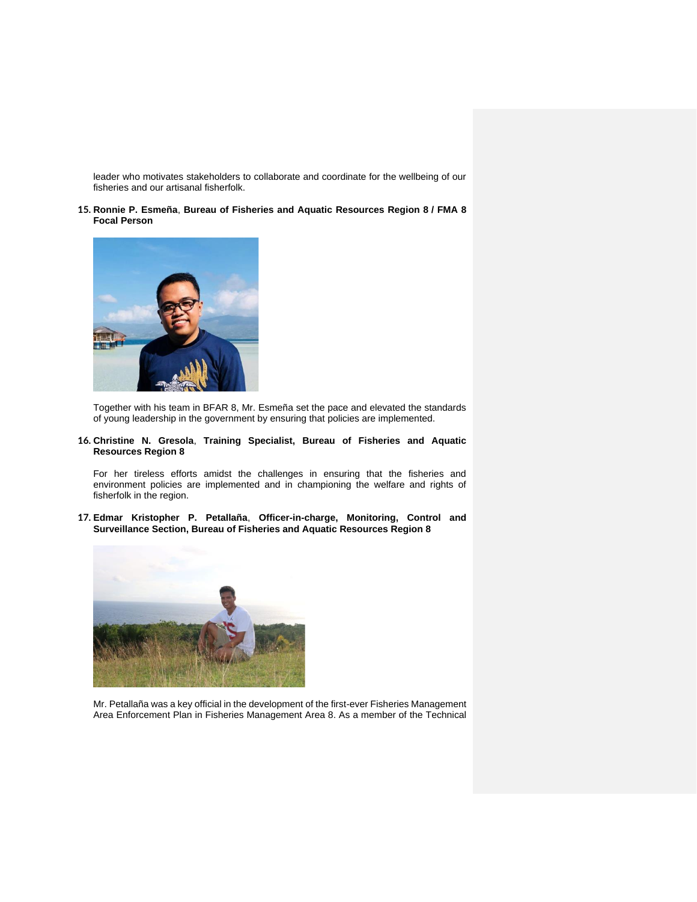leader who motivates stakeholders to collaborate and coordinate for the wellbeing of our fisheries and our artisanal fisherfolk.

15. **Ronnie P. Esmeña**, **Bureau of Fisheries and Aquatic Resources Region 8 / FMA 8 Focal Person**

    Together with his team in BFAR 8, Mr. Esmeña set the pace and elevated the standards of young leadership in the government by ensuring that policies are implemented.

16. **Christine N. Gresola**, **Training Specialist, Bureau of Fisheries and Aquatic Resources Region 8**

    For her tireless efforts amidst the challenges in ensuring that the fisheries and environment policies are implemented and in championing the welfare and rights of fisherfolk in the region.

17. **Edmar Kristopher P. Petallaña**, **Officer-in-charge, Monitoring, Control and Surveillance Section, Bureau of Fisheries and Aquatic Resources Region 8**

    Mr. Petallaña was a key official in the development of the first-ever Fisheries Management Area Enforcement Plan in Fisheries Management Area 8. As a member of the Technical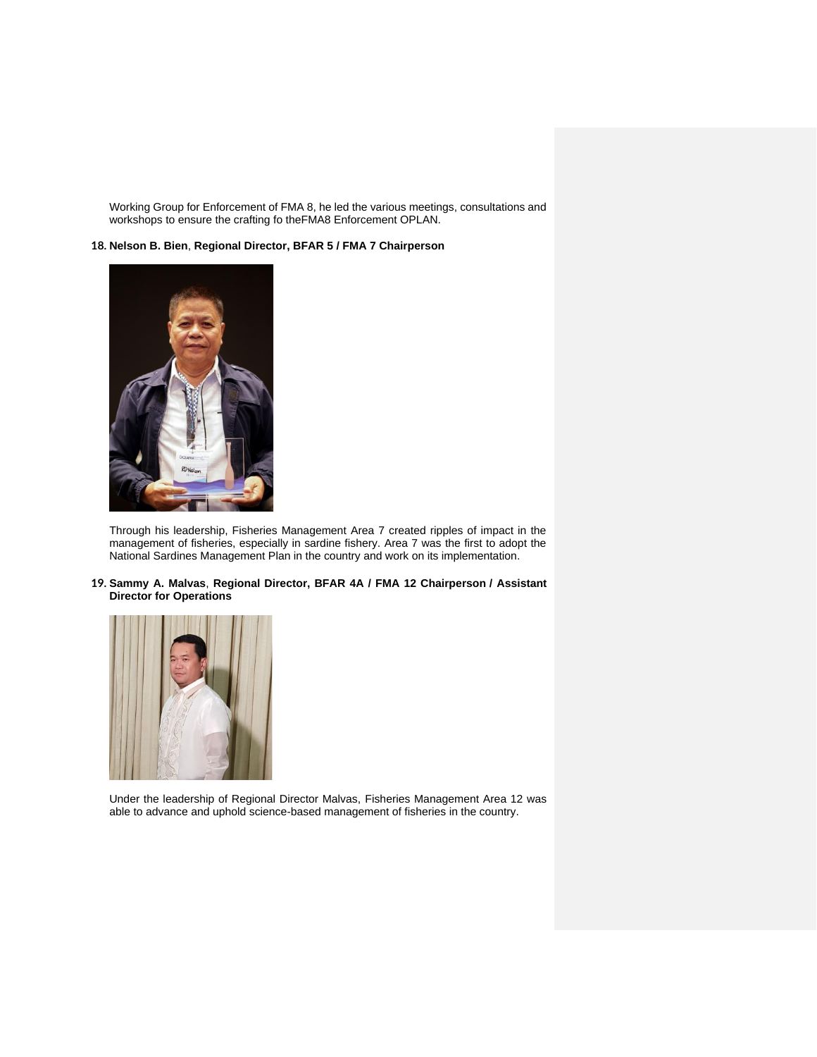Working Group for Enforcement of FMA 8, he led the various meetings, consultations and workshops to ensure the crafting fo theFMA8 Enforcement OPLAN.

18. **Nelson B. Bien**, **Regional Director, BFAR 5 / FMA 7 Chairperson**

Through his leadership, Fisheries Management Area 7 created ripples of impact in the management of fisheries, especially in sardine fishery. Area 7 was the first to adopt the National Sardines Management Plan in the country and work on its implementation.

19. **Sammy A. Malvas**, **Regional Director, BFAR 4A / FMA 12 Chairperson / Assistant Director for Operations**

Under the leadership of Regional Director Malvas, Fisheries Management Area 12 was able to advance and uphold science-based management of fisheries in the country.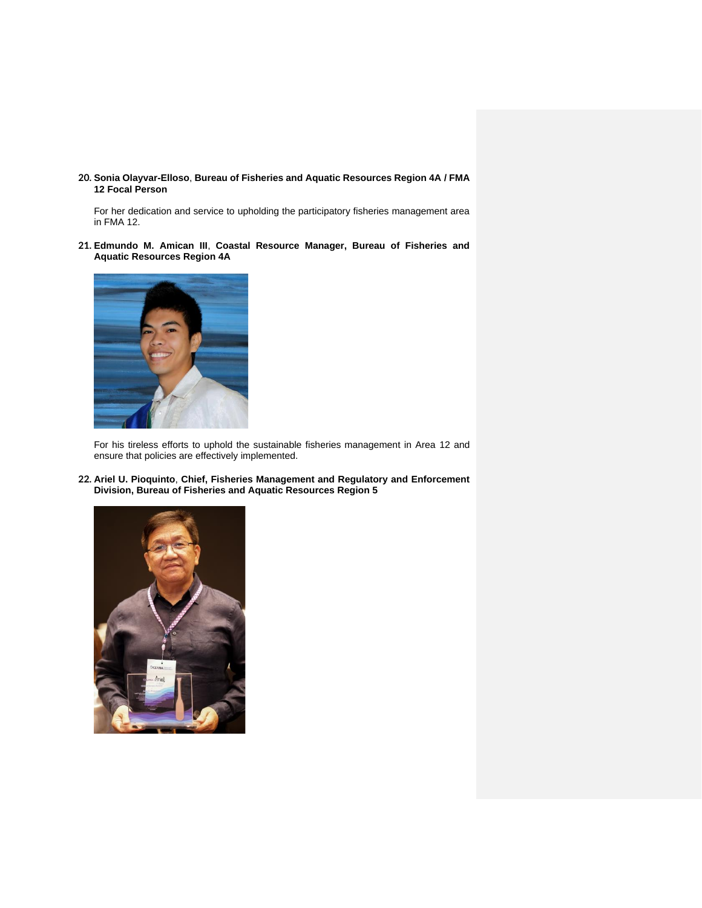20. **Sonia Olayvar-Elloso**, **Bureau of Fisheries and Aquatic Resources Region 4A / FMA 12 Focal Person**

    For her dedication and service to upholding the participatory fisheries management area in FMA 12.

21. **Edmundo M. Amican III**, **Coastal Resource Manager, Bureau of Fisheries and Aquatic Resources Region 4A**

    For his tireless efforts to uphold the sustainable fisheries management in Area 12 and ensure that policies are effectively implemented.

22. **Ariel U. Pioquinto**, **Chief, Fisheries Management and Regulatory and Enforcement Division, Bureau of Fisheries and Aquatic Resources Region 5**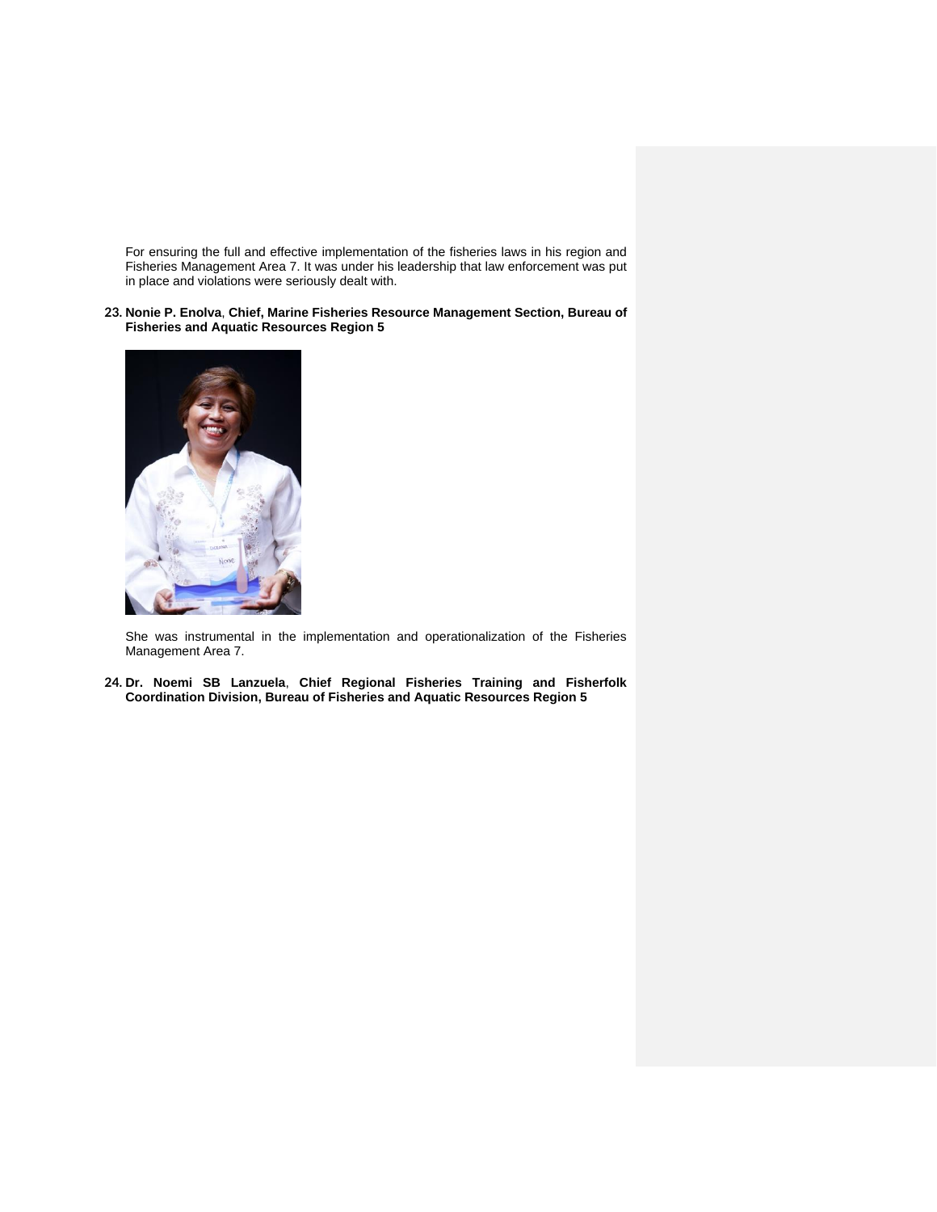For ensuring the full and effective implementation of the fisheries laws in his region and Fisheries Management Area 7. It was under his leadership that law enforcement was put in place and violations were seriously dealt with.

23. **Nonie P. Enolva**, **Chief, Marine Fisheries Resource Management Section, Bureau of Fisheries and Aquatic Resources Region 5**

She was instrumental in the implementation and operationalization of the Fisheries Management Area 7.

24. **Dr. Noemi SB Lanzuela**, **Chief Regional Fisheries Training and Fisherfolk Coordination Division, Bureau of Fisheries and Aquatic Resources Region 5**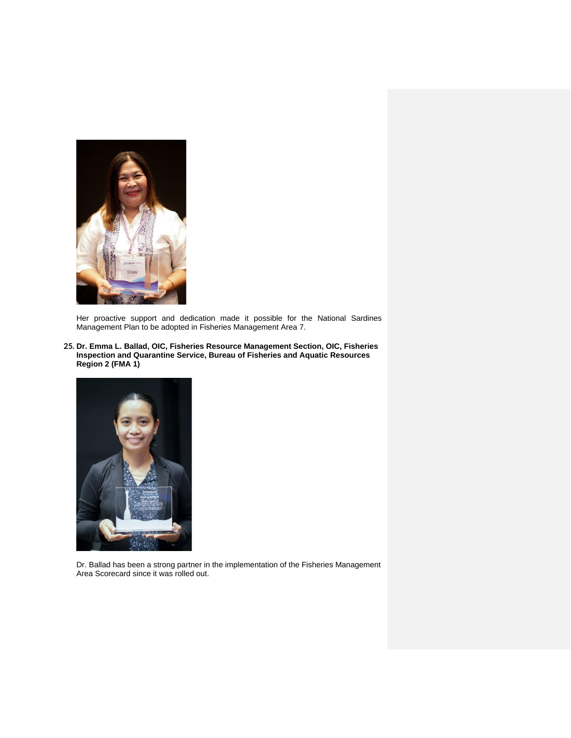Her proactive support and dedication made it possible for the National Sardines Management Plan to be adopted in Fisheries Management Area 7.

25. **Dr. Emma L. Ballad, OIC, Fisheries Resource Management Section, OIC, Fisheries Inspection and Quarantine Service, Bureau of Fisheries and Aquatic Resources Region 2 (FMA 1)**

Dr. Ballad has been a strong partner in the implementation of the Fisheries Management Area Scorecard since it was rolled out.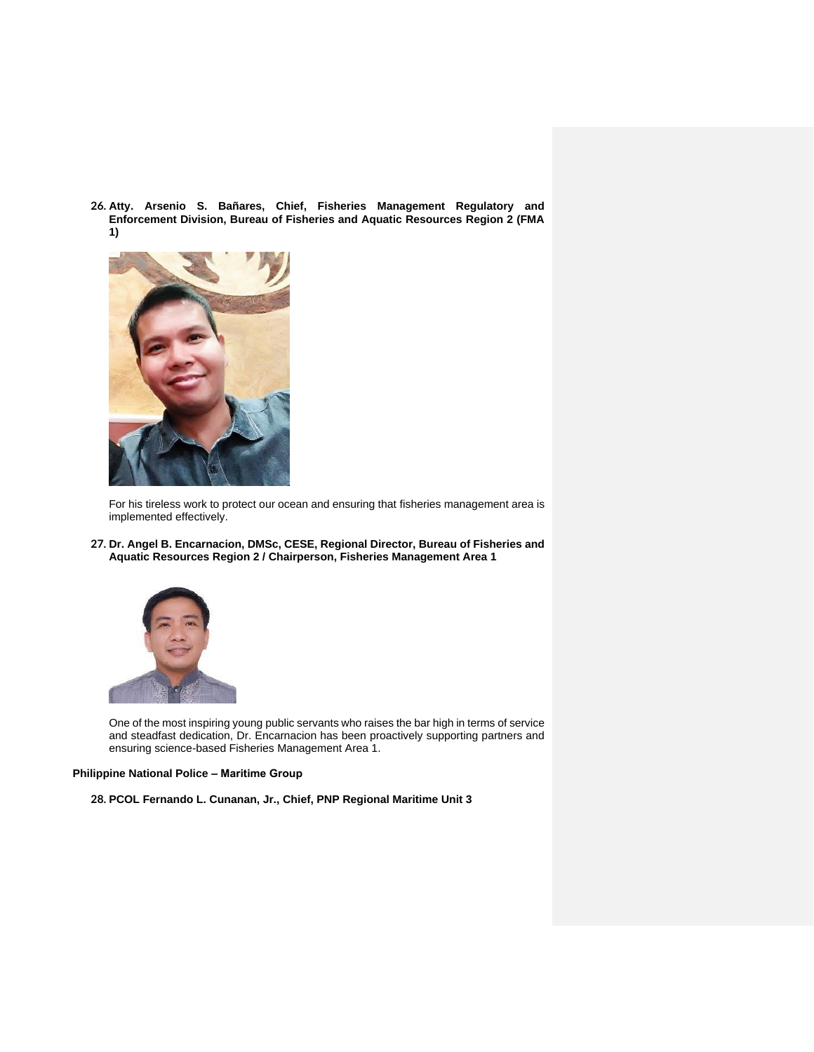26. **Atty. Arsenio S. Bañares, Chief, Fisheries Management Regulatory and Enforcement Division, Bureau of Fisheries and Aquatic Resources Region 2 (FMA 1)**

    For his tireless work to protect our ocean and ensuring that fisheries management area is implemented effectively.

27. **Dr. Angel B. Encarnacion, DMSc, CESE, Regional Director, Bureau of Fisheries and Aquatic Resources Region 2 / Chairperson, Fisheries Management Area 1**

    One of the most inspiring young public servants who raises the bar high in terms of service and steadfast dedication, Dr. Encarnacion has been proactively supporting partners and ensuring science-based Fisheries Management Area 1.

**Philippine National Police – Maritime Group**

28. **PCOL Fernando L. Cunanan, Jr., Chief, PNP Regional Maritime Unit 3**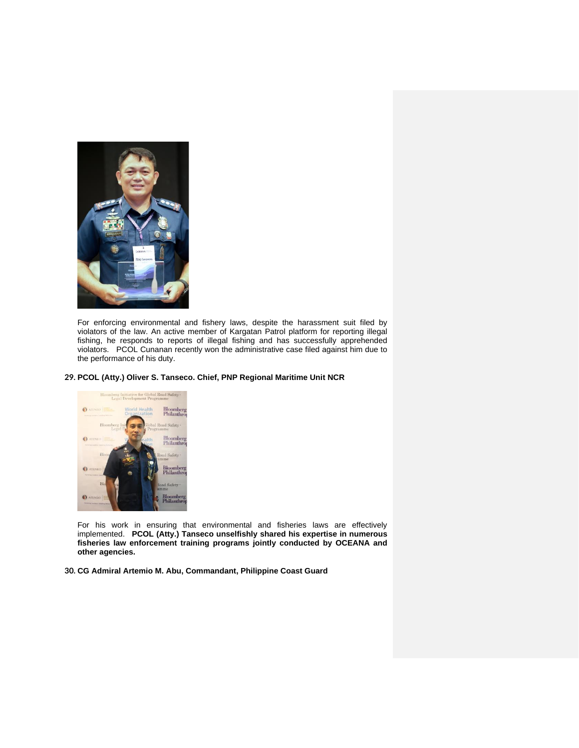For enforcing environmental and fishery laws, despite the harassment suit filed by violators of the law. An active member of Kargatan Patrol platform for reporting illegal fishing, he responds to reports of illegal fishing and has successfully apprehended violators. PCOL Cunanan recently won the administrative case filed against him due to the performance of his duty.

29. **PCOL (Atty.) Oliver S. Tanseco. Chief, PNP Regional Maritime Unit NCR**

For his work in ensuring that environmental and fisheries laws are effectively implemented. **PCOL (Atty.) Tanseco unselfishly shared his expertise in numerous fisheries law enforcement training programs jointly conducted by OCEANA and other agencies.**

30. **CG Admiral Artemio M. Abu, Commandant, Philippine Coast Guard**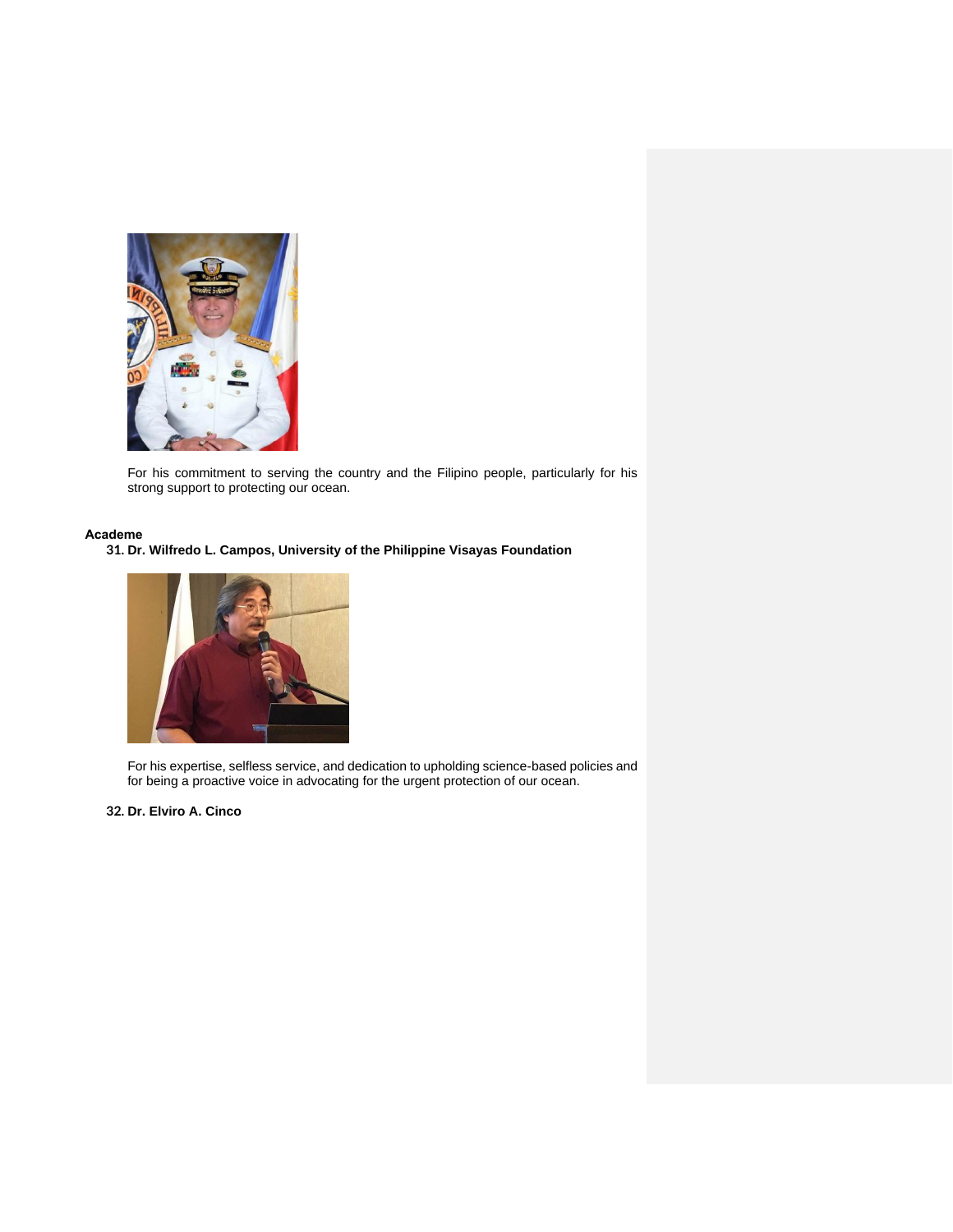For his commitment to serving the country and the Filipino people, particularly for his strong support to protecting our ocean.

**Academe**

31. **Dr. Wilfredo L. Campos, University of the Philippine Visayas Foundation**

For his expertise, selfless service, and dedication to upholding science-based policies and for being a proactive voice in advocating for the urgent protection of our ocean.

32. **Dr. Elviro A. Cinco**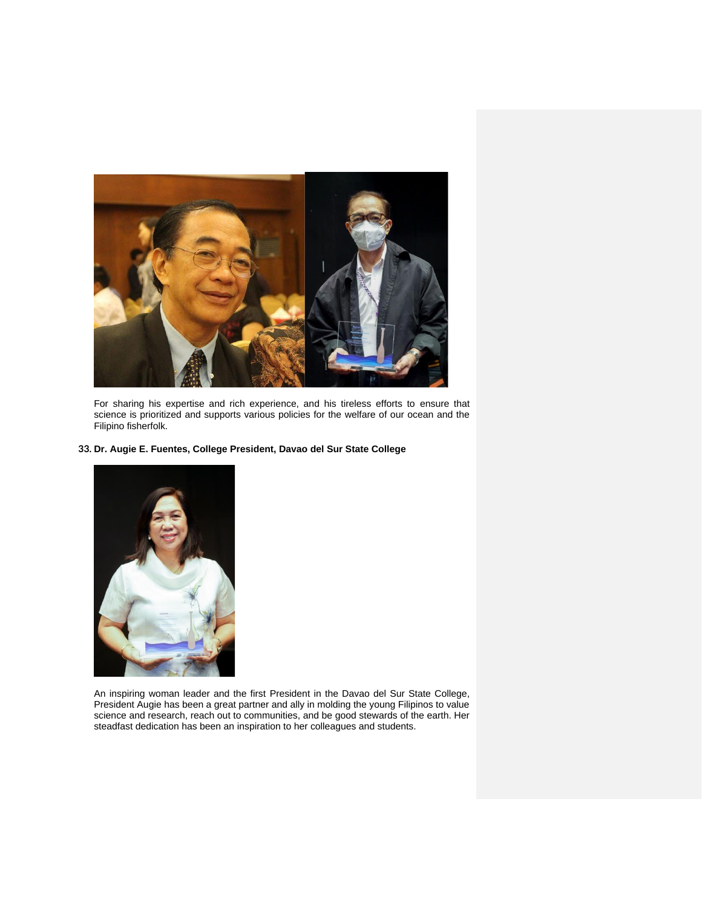For sharing his expertise and rich experience, and his tireless efforts to ensure that science is prioritized and supports various policies for the welfare of our ocean and the Filipino fisherfolk.

33. **Dr. Augie E. Fuentes, College President, Davao del Sur State College**

An inspiring woman leader and the first President in the Davao del Sur State College, President Augie has been a great partner and ally in molding the young Filipinos to value science and research, reach out to communities, and be good stewards of the earth. Her steadfast dedication has been an inspiration to her colleagues and students.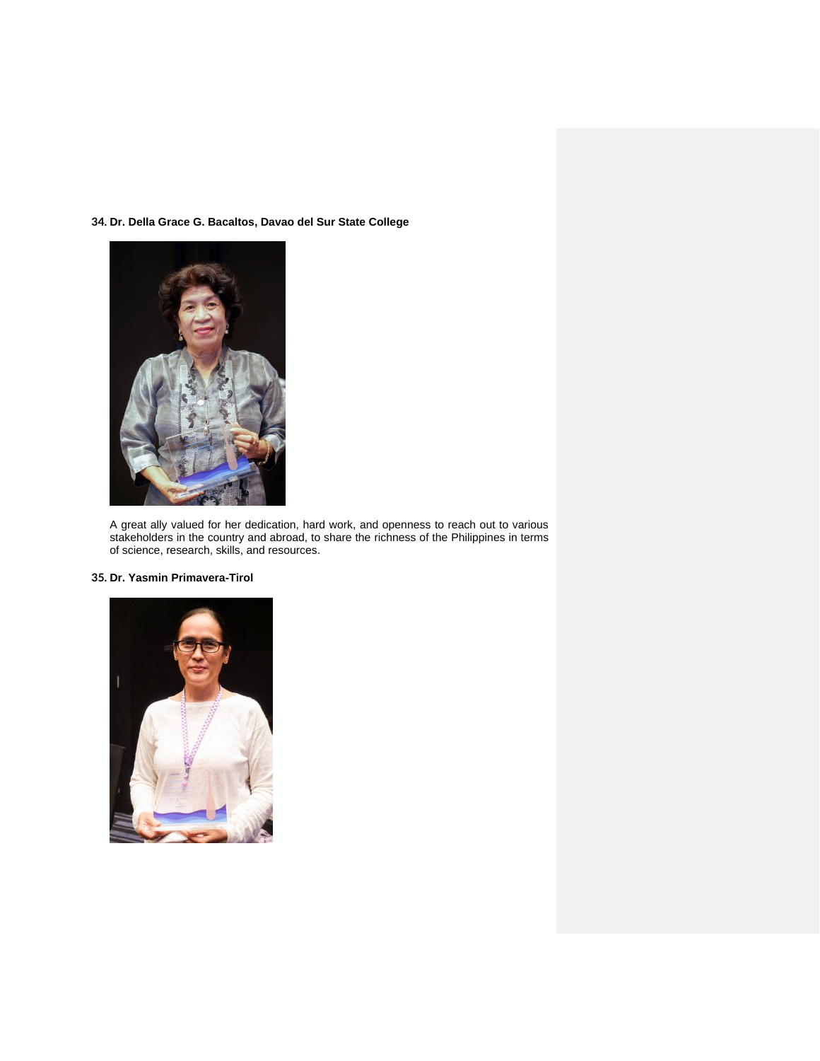**34. Dr. Della Grace G. Bacaltos, Davao del Sur State College**

A great ally valued for her dedication, hard work, and openness to reach out to various stakeholders in the country and abroad, to share the richness of the Philippines in terms of science, research, skills, and resources.

**35. Dr. Yasmin Primavera-Tirol**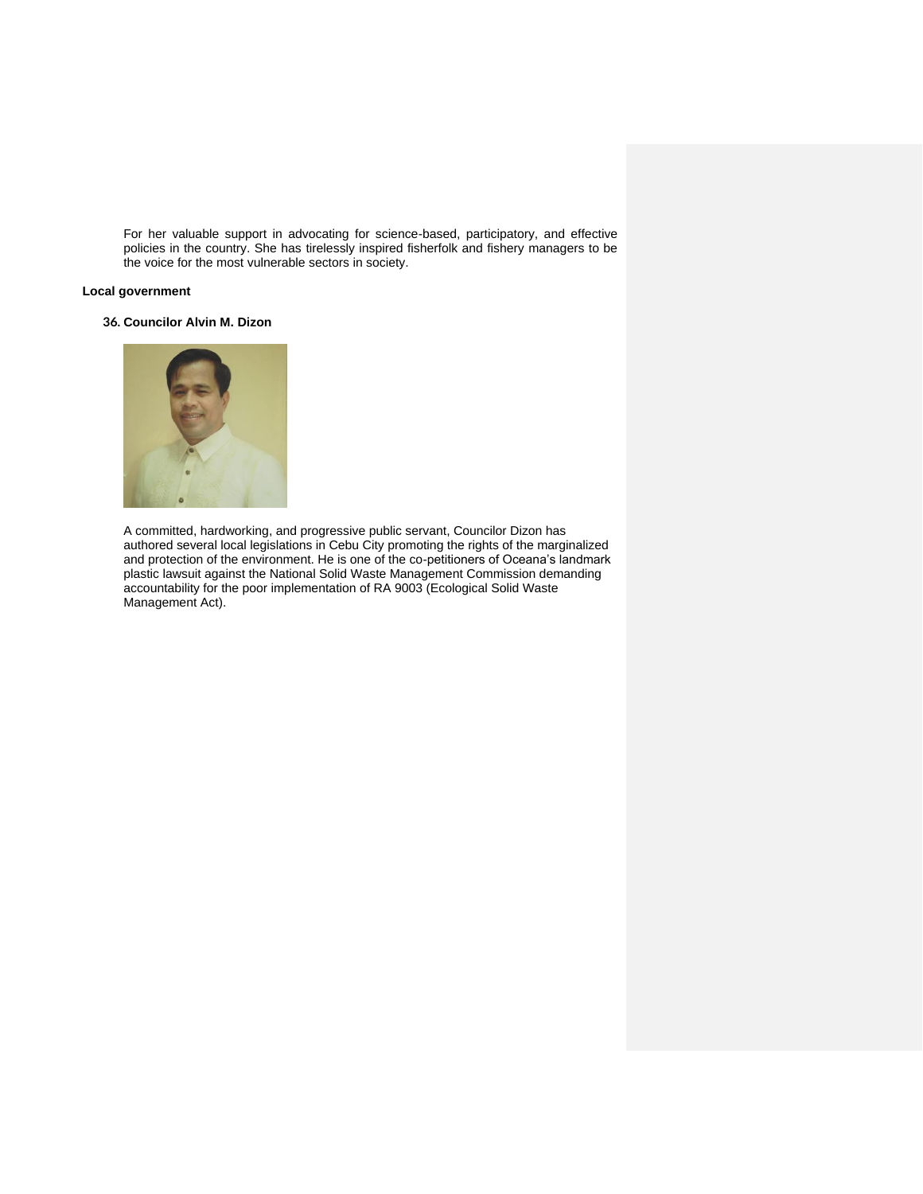For her valuable support in advocating for science-based, participatory, and effective policies in the country. She has tirelessly inspired fisherfolk and fishery managers to be the voice for the most vulnerable sectors in society.

**Local government**

**36. Councilor Alvin M. Dizon**

A committed, hardworking, and progressive public servant, Councilor Dizon has authored several local legislations in Cebu City promoting the rights of the marginalized and protection of the environment. He is one of the co-petitioners of Oceana's landmark plastic lawsuit against the National Solid Waste Management Commission demanding accountability for the poor implementation of RA 9003 (Ecological Solid Waste Management Act).